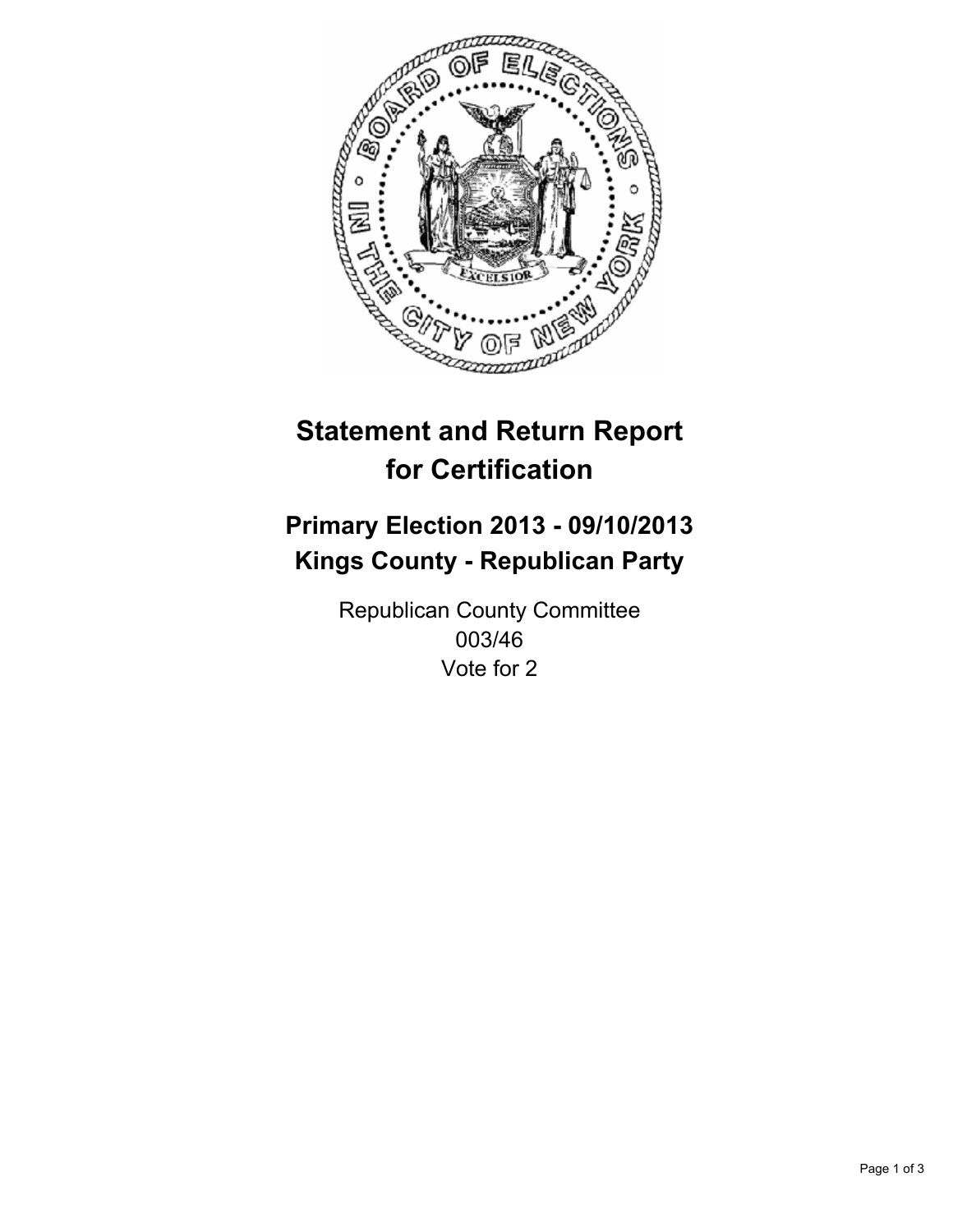# Statement and Return Report for Certification

## Primary Election 2013 - 09/10/2013
## Kings County - Republican Party

Republican County Committee
003/46
Vote for 2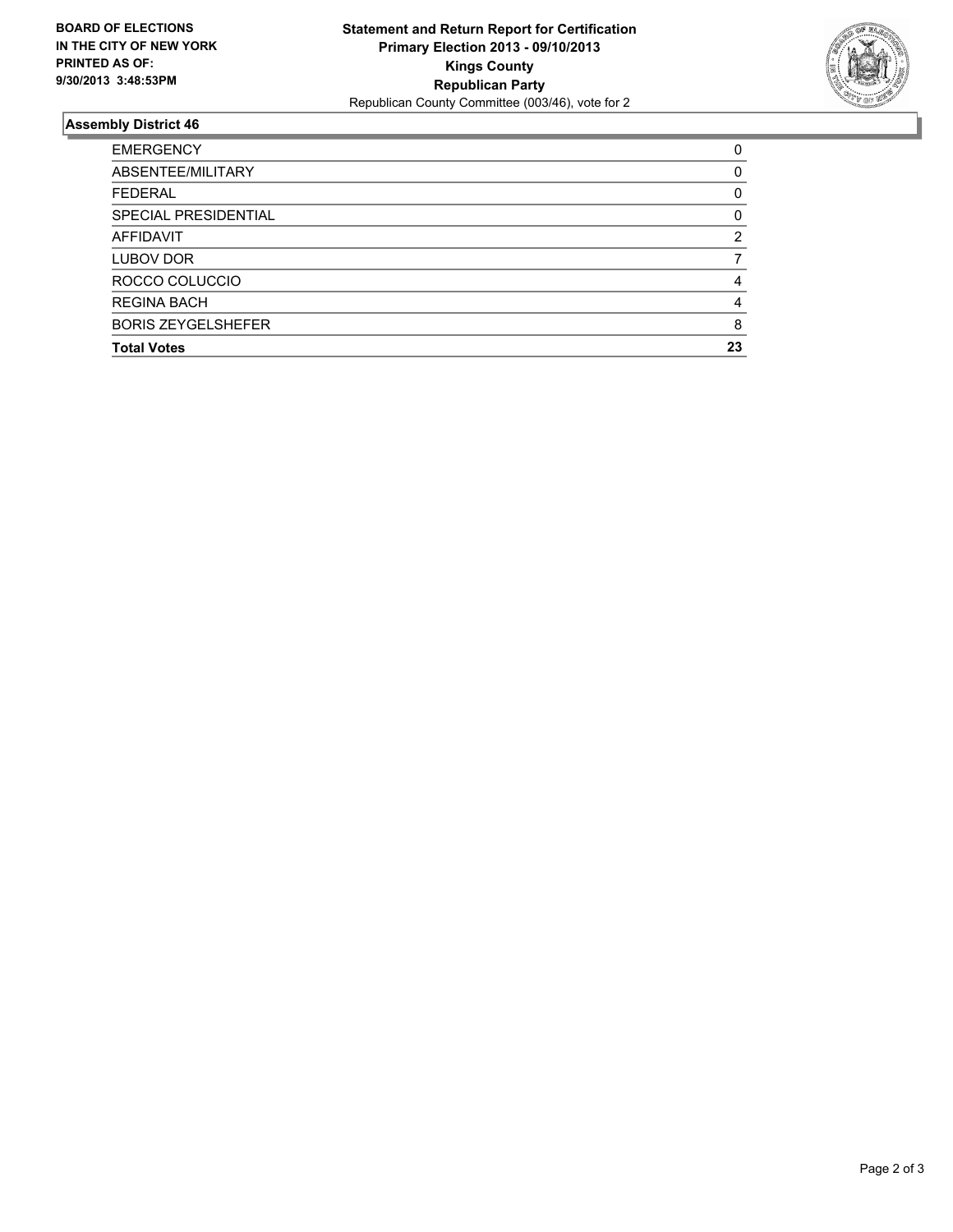**BOARD OF ELECTIONS IN THE CITY OF NEW YORK PRINTED AS OF: 9/30/2013 3:48:53PM**

**Statement and Return Report for Certification**
**Primary Election 2013 - 09/10/2013**
**Kings County**
**Republican Party**
Republican County Committee (003/46), vote for 2

### Assembly District 46

| | |
|---|---|
| EMERGENCY | 0 |
| ABSENTEE/MILITARY | 0 |
| FEDERAL | 0 |
| SPECIAL PRESIDENTIAL | 0 |
| AFFIDAVIT | 2 |
| LUBOV DOR | 7 |
| ROCCO COLUCCIO | 4 |
| REGINA BACH | 4 |
| BORIS ZEYGELSHEFER | 8 |
| **Total Votes** | **23** |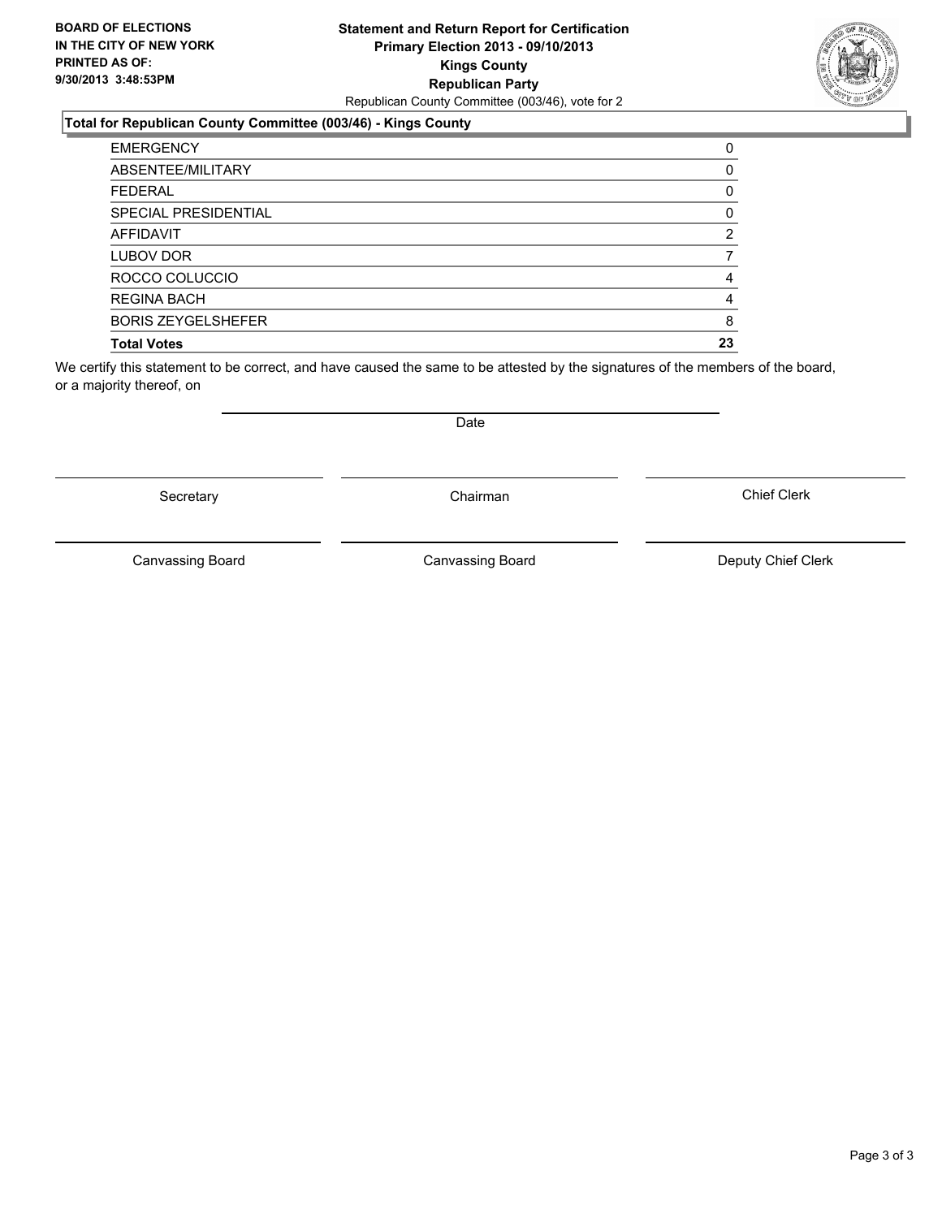**BOARD OF ELECTIONS IN THE CITY OF NEW YORK PRINTED AS OF: 9/30/2013 3:48:53PM**

**Statement and Return Report for Certification**
**Primary Election 2013 - 09/10/2013**
**Kings County**
**Republican Party**
Republican County Committee (003/46), vote for 2

## Total for Republican County Committee (003/46) - Kings County

| | |
|---|---|
| EMERGENCY | 0 |
| ABSENTEE/MILITARY | 0 |
| FEDERAL | 0 |
| SPECIAL PRESIDENTIAL | 0 |
| AFFIDAVIT | 2 |
| LUBOV DOR | 7 |
| ROCCO COLUCCIO | 4 |
| REGINA BACH | 4 |
| BORIS ZEYGELSHEFER | 8 |
| **Total Votes** | **23** |

We certify this statement to be correct, and have caused the same to be attested by the signatures of the members of the board, or a majority thereof, on

Date

Secretary

Chairman

Chief Clerk

Canvassing Board

Canvassing Board

Deputy Chief Clerk